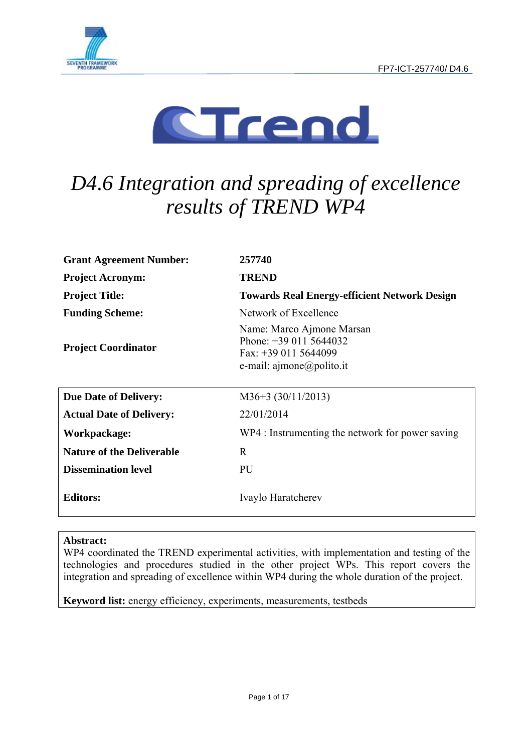FP7-ICT-257740/ D4.6

# D4.6 Integration and spreading of excellence results of TREND WP4

| | |
|---|---|
| **Grant Agreement Number:** | **257740** |
| **Project Acronym:** | **TREND** |
| **Project Title:** | **Towards Real Energy-efficient Network Design** |
| **Funding Scheme:** | Network of Excellence |
| **Project Coordinator** | Name: Marco Ajmone Marsan<br>Phone: +39 011 5644032<br>Fax: +39 011 5644099<br>e-mail: ajmone@polito.it |

| | |
|---|---|
| **Due Date of Delivery:** | M36+3 (30/11/2013) |
| **Actual Date of Delivery:** | 22/01/2014 |
| **Workpackage:** | WP4 : Instrumenting the network for power saving |
| **Nature of the Deliverable** | R |
| **Dissemination level** | PU |
| **Editors:** | Ivaylo Haratcherev |

**Abstract:**
WP4 coordinated the TREND experimental activities, with implementation and testing of the technologies and procedures studied in the other project WPs. This report covers the integration and spreading of excellence within WP4 during the whole duration of the project.

**Keyword list:** energy efficiency, experiments, measurements, testbeds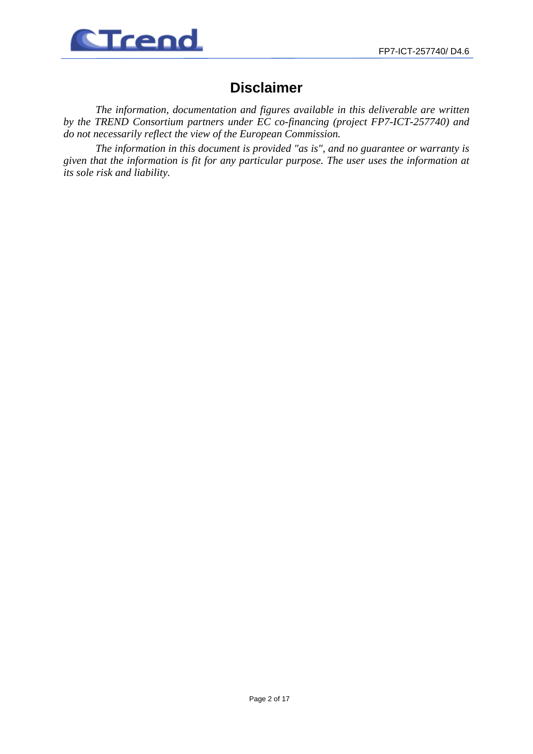# Disclaimer

*The information, documentation and figures available in this deliverable are written by the TREND Consortium partners under EC co-financing (project FP7-ICT-257740) and do not necessarily reflect the view of the European Commission.*

*The information in this document is provided "as is", and no guarantee or warranty is given that the information is fit for any particular purpose. The user uses the information at its sole risk and liability.*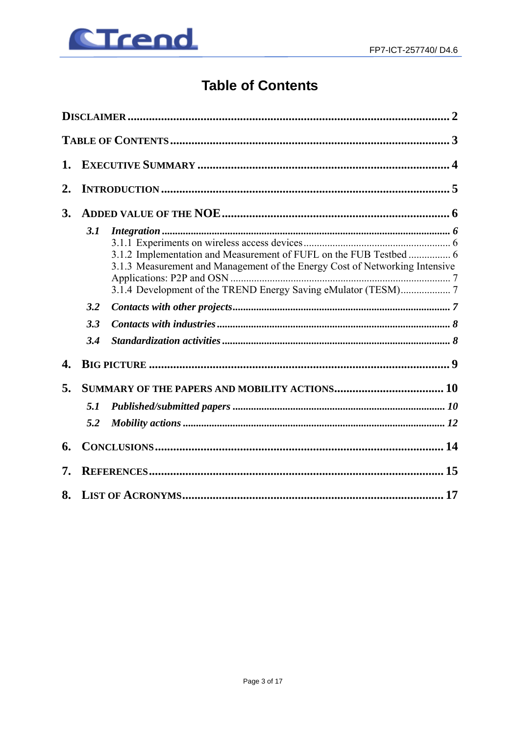# Table of Contents

**DISCLAIMER** .......... 2

**TABLE OF CONTENTS** .......... 3

**1. EXECUTIVE SUMMARY** .......... 4

**2. INTRODUCTION** .......... 5

**3. ADDED VALUE OF THE NOE** .......... 6

- ***3.1 Integration*** .......... *6*
  - 3.1.1 Experiments on wireless access devices .......... 6
  - 3.1.2 Implementation and Measurement of FUFL on the FUB Testbed .......... 6
  - 3.1.3 Measurement and Management of the Energy Cost of Networking Intensive Applications: P2P and OSN .......... 7
  - 3.1.4 Development of the TREND Energy Saving eMulator (TESM) .......... 7
- ***3.2 Contacts with other projects*** .......... *7*
- ***3.3 Contacts with industries*** .......... *8*
- ***3.4 Standardization activities*** .......... *8*

**4. BIG PICTURE** .......... 9

**5. SUMMARY OF THE PAPERS AND MOBILITY ACTIONS** .......... 10

- ***5.1 Published/submitted papers*** .......... *10*
- ***5.2 Mobility actions*** .......... *12*

**6. CONCLUSIONS** .......... 14

**7. REFERENCES** .......... 15

**8. LIST OF ACRONYMS** .......... 17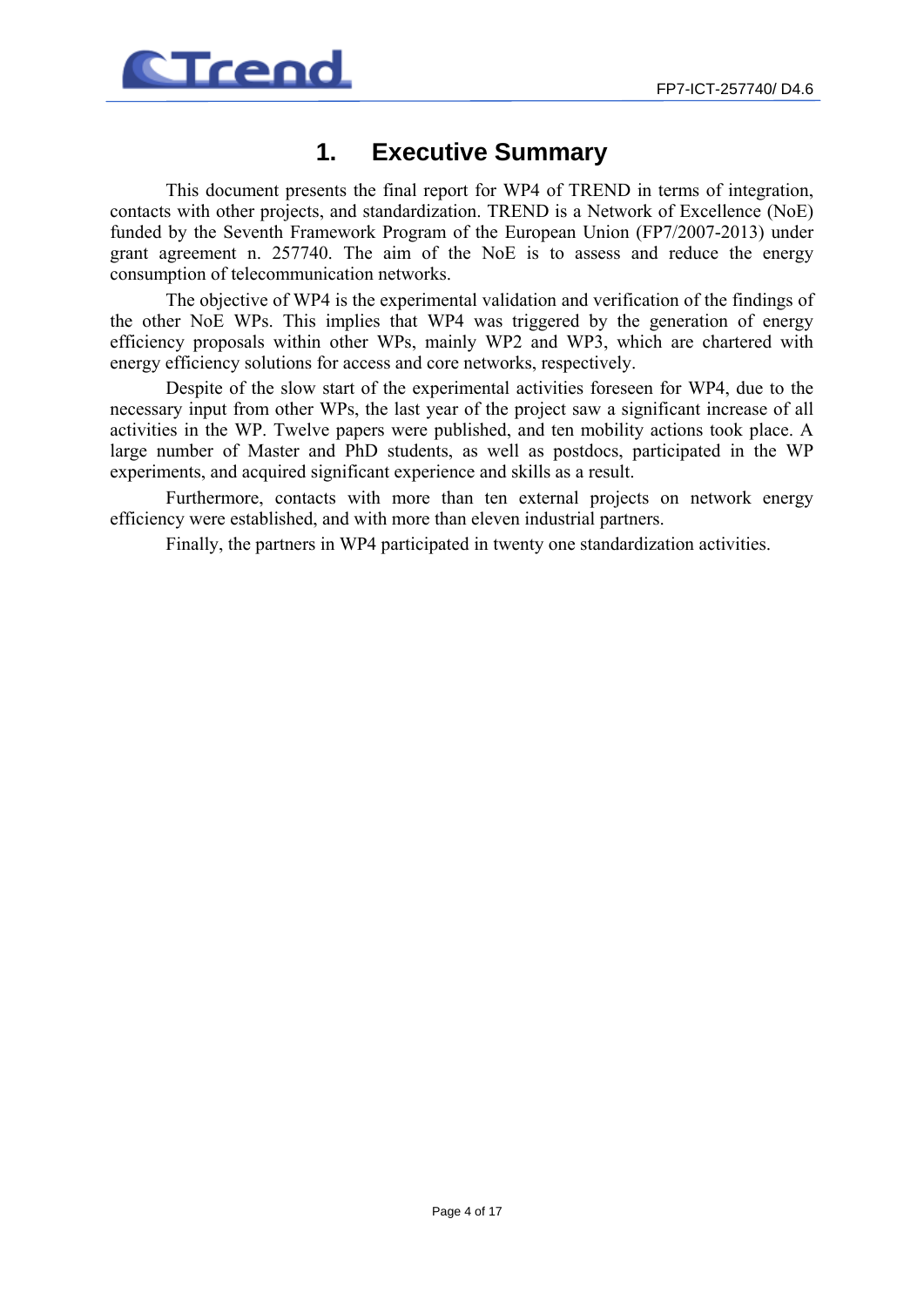# 1. Executive Summary

This document presents the final report for WP4 of TREND in terms of integration, contacts with other projects, and standardization. TREND is a Network of Excellence (NoE) funded by the Seventh Framework Program of the European Union (FP7/2007-2013) under grant agreement n. 257740. The aim of the NoE is to assess and reduce the energy consumption of telecommunication networks.

The objective of WP4 is the experimental validation and verification of the findings of the other NoE WPs. This implies that WP4 was triggered by the generation of energy efficiency proposals within other WPs, mainly WP2 and WP3, which are chartered with energy efficiency solutions for access and core networks, respectively.

Despite of the slow start of the experimental activities foreseen for WP4, due to the necessary input from other WPs, the last year of the project saw a significant increase of all activities in the WP. Twelve papers were published, and ten mobility actions took place. A large number of Master and PhD students, as well as postdocs, participated in the WP experiments, and acquired significant experience and skills as a result.

Furthermore, contacts with more than ten external projects on network energy efficiency were established, and with more than eleven industrial partners.

Finally, the partners in WP4 participated in twenty one standardization activities.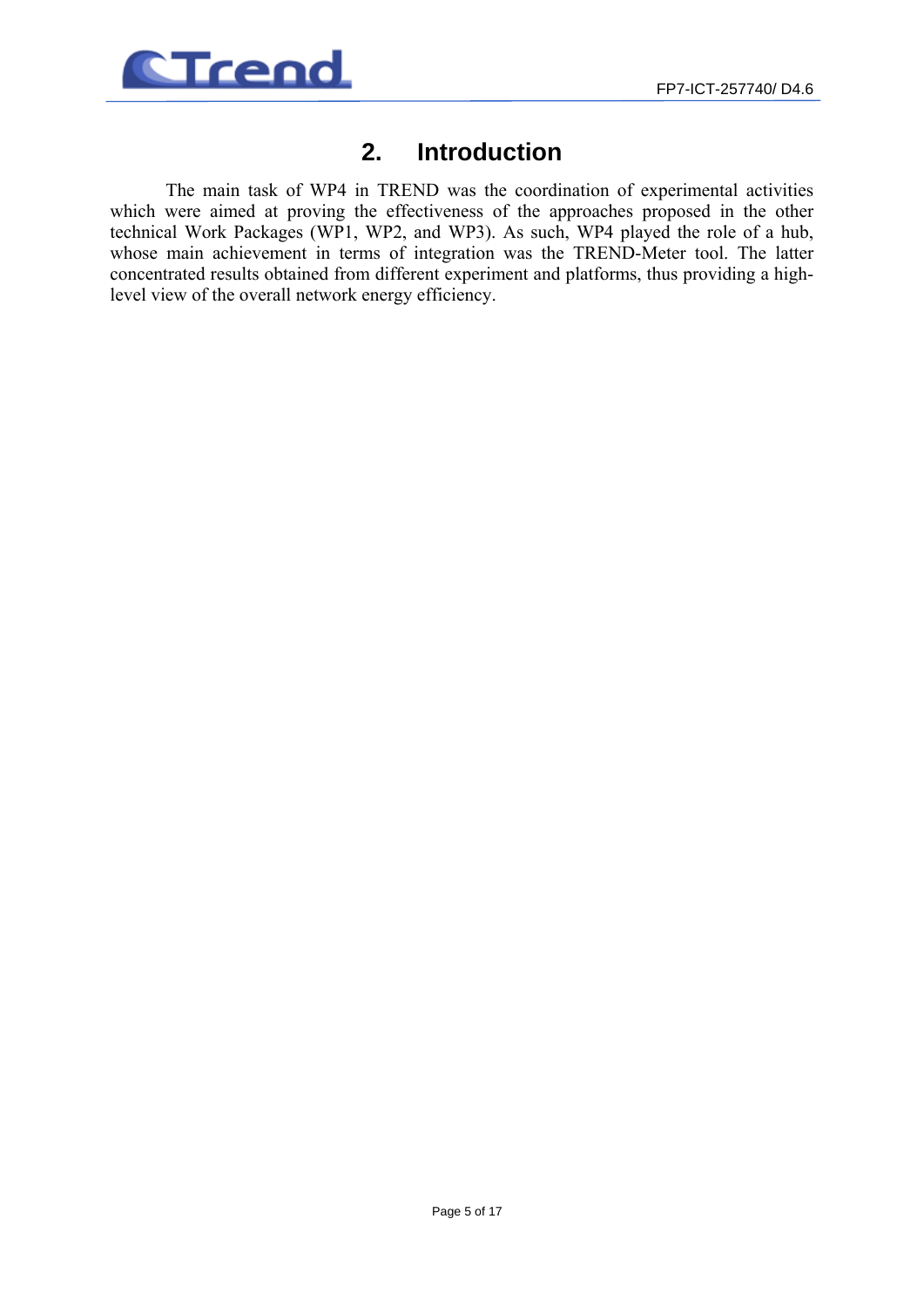# 2. Introduction

The main task of WP4 in TREND was the coordination of experimental activities which were aimed at proving the effectiveness of the approaches proposed in the other technical Work Packages (WP1, WP2, and WP3). As such, WP4 played the role of a hub, whose main achievement in terms of integration was the TREND-Meter tool. The latter concentrated results obtained from different experiment and platforms, thus providing a high-level view of the overall network energy efficiency.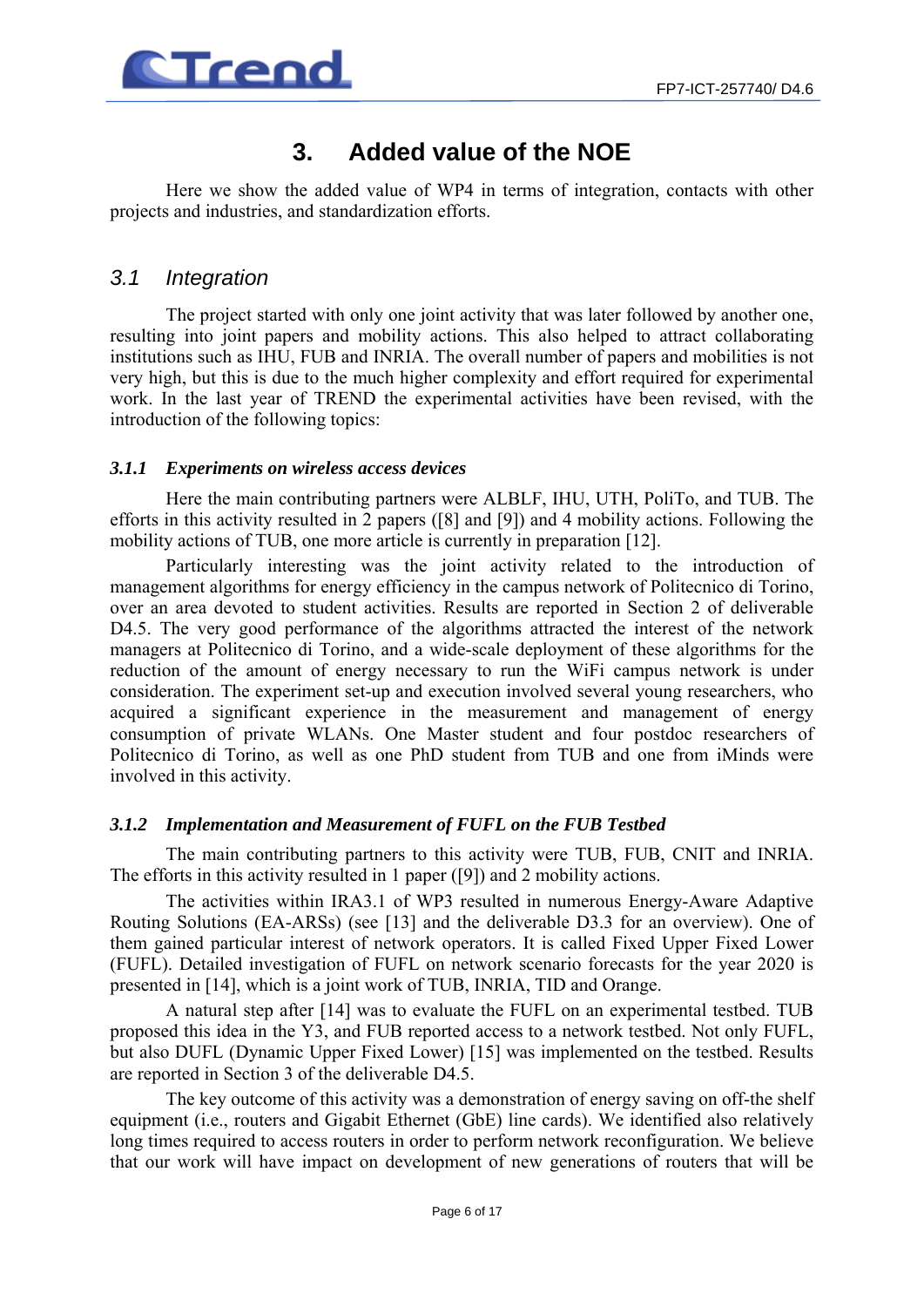# 3. Added value of the NOE

Here we show the added value of WP4 in terms of integration, contacts with other projects and industries, and standardization efforts.

## *3.1 Integration*

The project started with only one joint activity that was later followed by another one, resulting into joint papers and mobility actions. This also helped to attract collaborating institutions such as IHU, FUB and INRIA. The overall number of papers and mobilities is not very high, but this is due to the much higher complexity and effort required for experimental work. In the last year of TREND the experimental activities have been revised, with the introduction of the following topics:

### ***3.1.1 Experiments on wireless access devices***

Here the main contributing partners were ALBLF, IHU, UTH, PoliTo, and TUB. The efforts in this activity resulted in 2 papers ([8] and [9]) and 4 mobility actions. Following the mobility actions of TUB, one more article is currently in preparation [12].

Particularly interesting was the joint activity related to the introduction of management algorithms for energy efficiency in the campus network of Politecnico di Torino, over an area devoted to student activities. Results are reported in Section 2 of deliverable D4.5. The very good performance of the algorithms attracted the interest of the network managers at Politecnico di Torino, and a wide-scale deployment of these algorithms for the reduction of the amount of energy necessary to run the WiFi campus network is under consideration. The experiment set-up and execution involved several young researchers, who acquired a significant experience in the measurement and management of energy consumption of private WLANs. One Master student and four postdoc researchers of Politecnico di Torino, as well as one PhD student from TUB and one from iMinds were involved in this activity.

### ***3.1.2 Implementation and Measurement of FUFL on the FUB Testbed***

The main contributing partners to this activity were TUB, FUB, CNIT and INRIA. The efforts in this activity resulted in 1 paper ([9]) and 2 mobility actions.

The activities within IRA3.1 of WP3 resulted in numerous Energy-Aware Adaptive Routing Solutions (EA-ARSs) (see [13] and the deliverable D3.3 for an overview). One of them gained particular interest of network operators. It is called Fixed Upper Fixed Lower (FUFL). Detailed investigation of FUFL on network scenario forecasts for the year 2020 is presented in [14], which is a joint work of TUB, INRIA, TID and Orange.

A natural step after [14] was to evaluate the FUFL on an experimental testbed. TUB proposed this idea in the Y3, and FUB reported access to a network testbed. Not only FUFL, but also DUFL (Dynamic Upper Fixed Lower) [15] was implemented on the testbed. Results are reported in Section 3 of the deliverable D4.5.

The key outcome of this activity was a demonstration of energy saving on off-the shelf equipment (i.e., routers and Gigabit Ethernet (GbE) line cards). We identified also relatively long times required to access routers in order to perform network reconfiguration. We believe that our work will have impact on development of new generations of routers that will be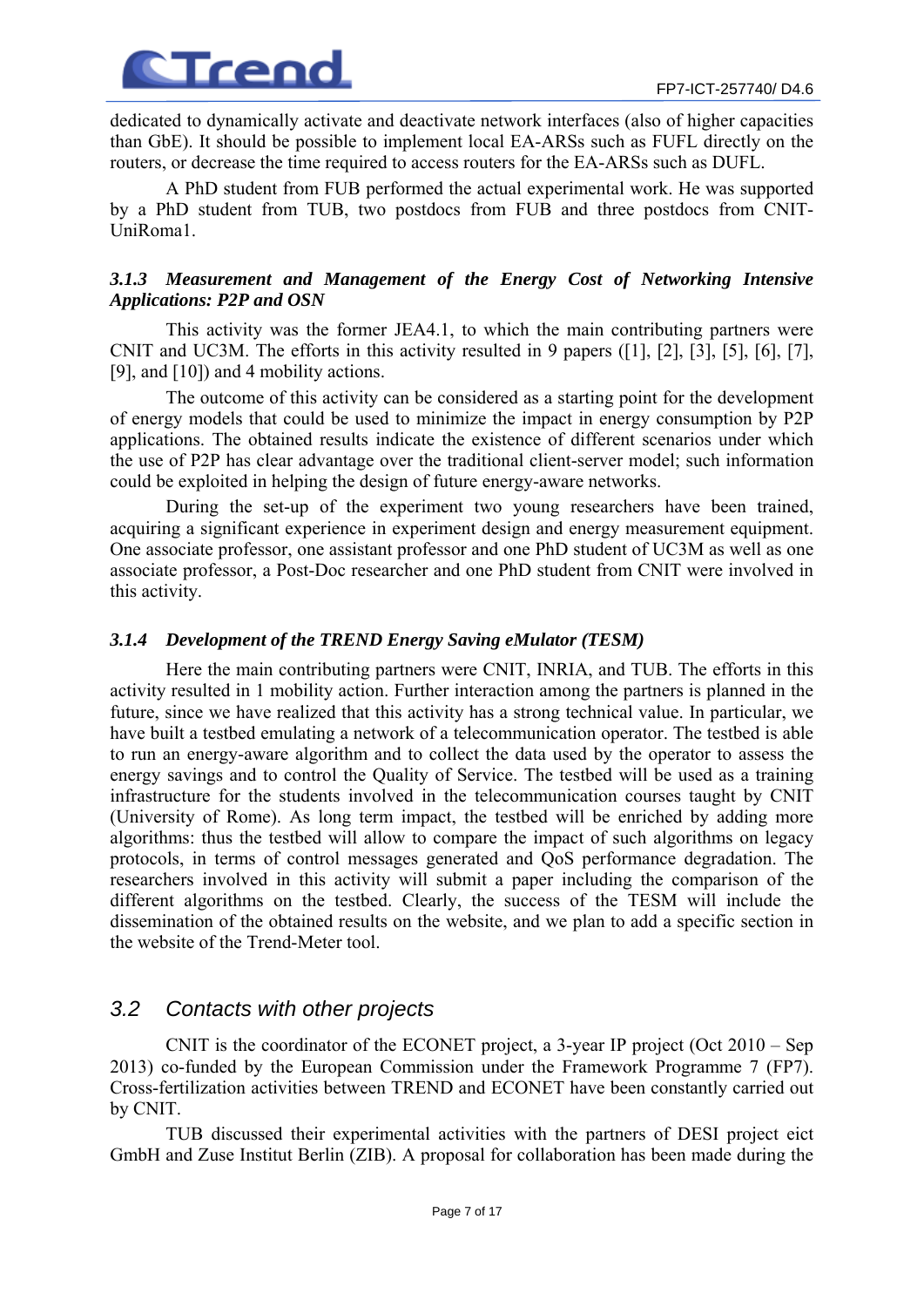dedicated to dynamically activate and deactivate network interfaces (also of higher capacities than GbE). It should be possible to implement local EA-ARSs such as FUFL directly on the routers, or decrease the time required to access routers for the EA-ARSs such as DUFL.

A PhD student from FUB performed the actual experimental work. He was supported by a PhD student from TUB, two postdocs from FUB and three postdocs from CNIT-UniRoma1.

### *3.1.3 Measurement and Management of the Energy Cost of Networking Intensive Applications: P2P and OSN*

This activity was the former JEA4.1, to which the main contributing partners were CNIT and UC3M. The efforts in this activity resulted in 9 papers ([1], [2], [3], [5], [6], [7], [9], and [10]) and 4 mobility actions.

The outcome of this activity can be considered as a starting point for the development of energy models that could be used to minimize the impact in energy consumption by P2P applications. The obtained results indicate the existence of different scenarios under which the use of P2P has clear advantage over the traditional client-server model; such information could be exploited in helping the design of future energy-aware networks.

During the set-up of the experiment two young researchers have been trained, acquiring a significant experience in experiment design and energy measurement equipment. One associate professor, one assistant professor and one PhD student of UC3M as well as one associate professor, a Post-Doc researcher and one PhD student from CNIT were involved in this activity.

### *3.1.4 Development of the TREND Energy Saving eMulator (TESM)*

Here the main contributing partners were CNIT, INRIA, and TUB. The efforts in this activity resulted in 1 mobility action. Further interaction among the partners is planned in the future, since we have realized that this activity has a strong technical value. In particular, we have built a testbed emulating a network of a telecommunication operator. The testbed is able to run an energy-aware algorithm and to collect the data used by the operator to assess the energy savings and to control the Quality of Service. The testbed will be used as a training infrastructure for the students involved in the telecommunication courses taught by CNIT (University of Rome). As long term impact, the testbed will be enriched by adding more algorithms: thus the testbed will allow to compare the impact of such algorithms on legacy protocols, in terms of control messages generated and QoS performance degradation. The researchers involved in this activity will submit a paper including the comparison of the different algorithms on the testbed. Clearly, the success of the TESM will include the dissemination of the obtained results on the website, and we plan to add a specific section in the website of the Trend-Meter tool.

## *3.2 Contacts with other projects*

CNIT is the coordinator of the ECONET project, a 3-year IP project (Oct 2010 – Sep 2013) co-funded by the European Commission under the Framework Programme 7 (FP7). Cross-fertilization activities between TREND and ECONET have been constantly carried out by CNIT.

TUB discussed their experimental activities with the partners of DESI project eict GmbH and Zuse Institut Berlin (ZIB). A proposal for collaboration has been made during the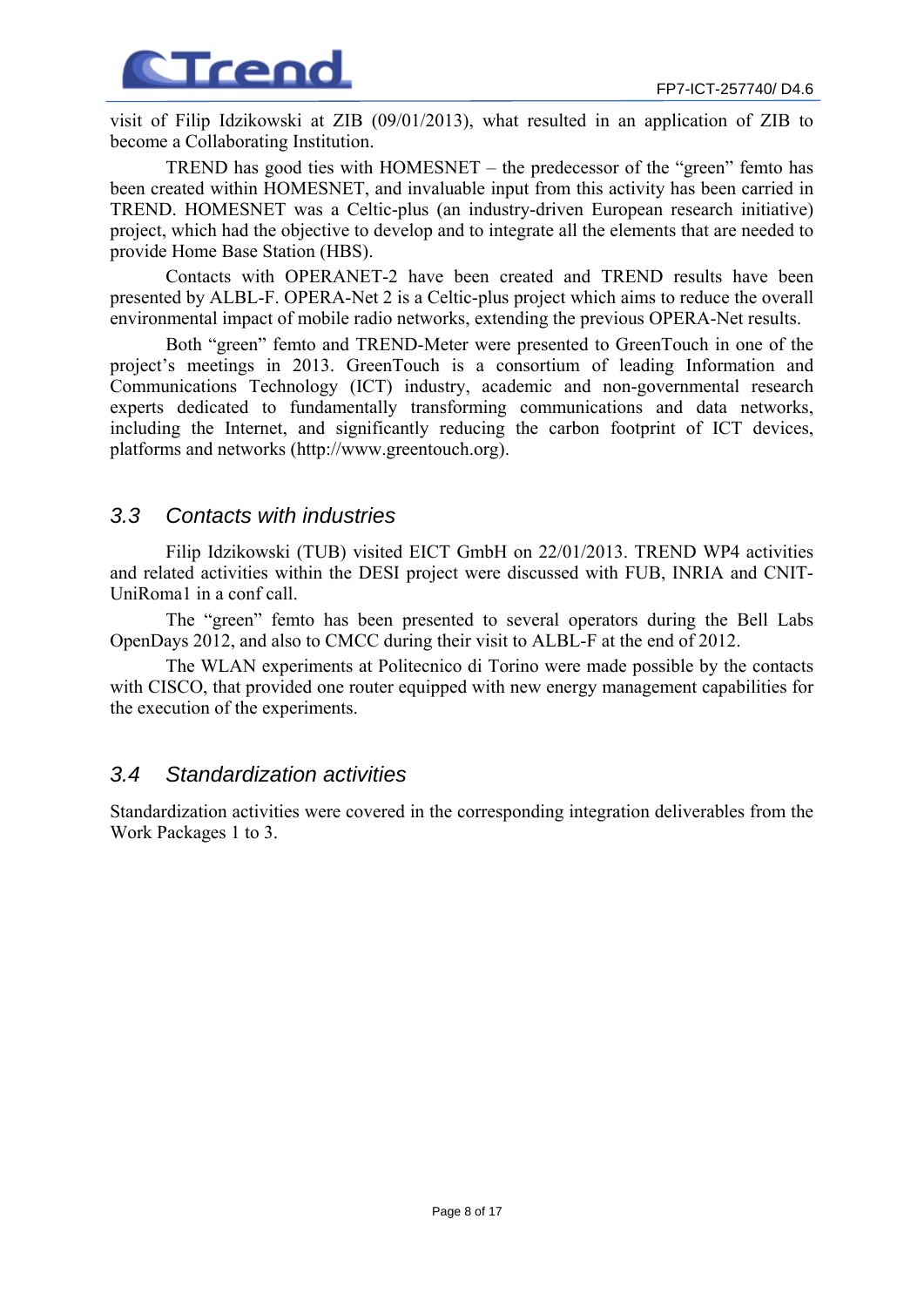visit of Filip Idzikowski at ZIB (09/01/2013), what resulted in an application of ZIB to become a Collaborating Institution.

TREND has good ties with HOMESNET – the predecessor of the "green" femto has been created within HOMESNET, and invaluable input from this activity has been carried in TREND. HOMESNET was a Celtic-plus (an industry-driven European research initiative) project, which had the objective to develop and to integrate all the elements that are needed to provide Home Base Station (HBS).

Contacts with OPERANET-2 have been created and TREND results have been presented by ALBL-F. OPERA-Net 2 is a Celtic-plus project which aims to reduce the overall environmental impact of mobile radio networks, extending the previous OPERA-Net results.

Both "green" femto and TREND-Meter were presented to GreenTouch in one of the project's meetings in 2013. GreenTouch is a consortium of leading Information and Communications Technology (ICT) industry, academic and non-governmental research experts dedicated to fundamentally transforming communications and data networks, including the Internet, and significantly reducing the carbon footprint of ICT devices, platforms and networks (http://www.greentouch.org).

## *3.3 Contacts with industries*

Filip Idzikowski (TUB) visited EICT GmbH on 22/01/2013. TREND WP4 activities and related activities within the DESI project were discussed with FUB, INRIA and CNIT-UniRoma1 in a conf call.

The "green" femto has been presented to several operators during the Bell Labs OpenDays 2012, and also to CMCC during their visit to ALBL-F at the end of 2012.

The WLAN experiments at Politecnico di Torino were made possible by the contacts with CISCO, that provided one router equipped with new energy management capabilities for the execution of the experiments.

## *3.4 Standardization activities*

Standardization activities were covered in the corresponding integration deliverables from the Work Packages 1 to 3.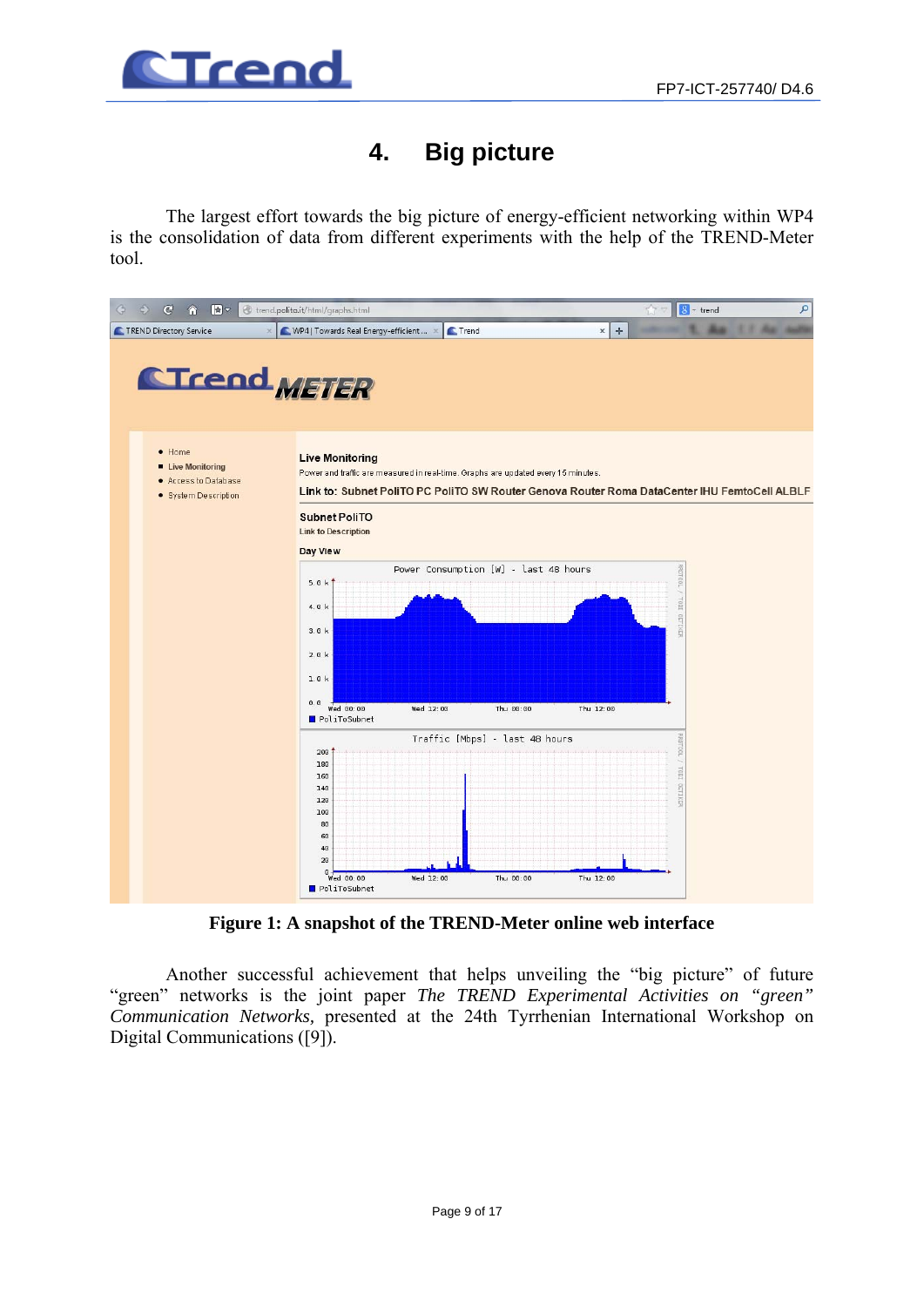# 4. Big picture

The largest effort towards the big picture of energy-efficient networking within WP4 is the consolidation of data from different experiments with the help of the TREND-Meter tool.

**Figure 1: A snapshot of the TREND-Meter online web interface**

Another successful achievement that helps unveiling the "big picture" of future "green" networks is the joint paper *The TREND Experimental Activities on "green" Communication Networks*, presented at the 24th Tyrrhenian International Workshop on Digital Communications ([9]).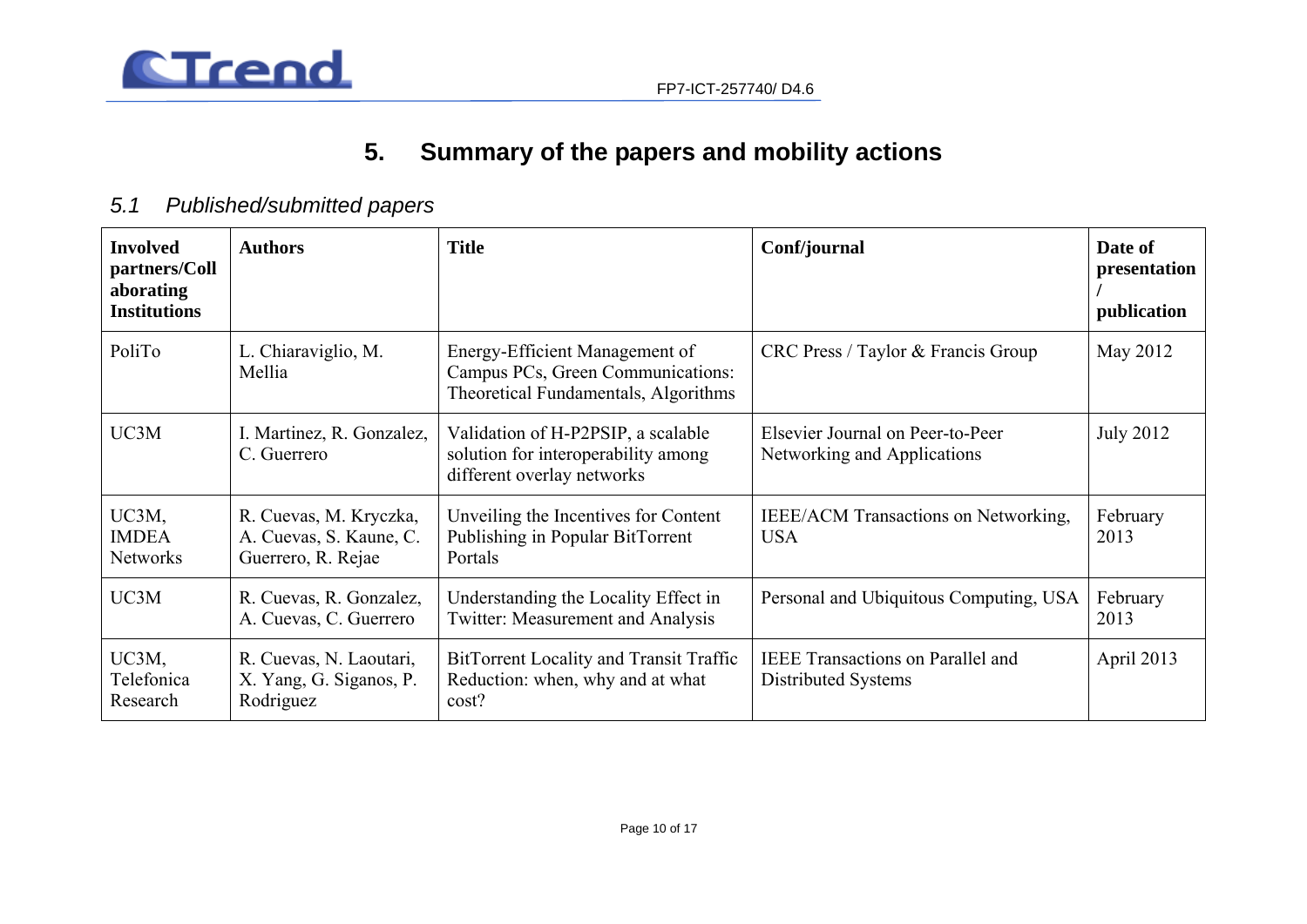# 5. Summary of the papers and mobility actions

## *5.1 Published/submitted papers*

| Involved partners/Collaborating Institutions | Authors | Title | Conf/journal | Date of presentation / publication |
|---|---|---|---|---|
| PoliTo | L. Chiaraviglio, M. Mellia | Energy-Efficient Management of Campus PCs, Green Communications: Theoretical Fundamentals, Algorithms | CRC Press / Taylor & Francis Group | May 2012 |
| UC3M | I. Martinez, R. Gonzalez, C. Guerrero | Validation of H-P2PSIP, a scalable solution for interoperability among different overlay networks | Elsevier Journal on Peer-to-Peer Networking and Applications | July 2012 |
| UC3M, IMDEA Networks | R. Cuevas, M. Kryczka, A. Cuevas, S. Kaune, C. Guerrero, R. Rejae | Unveiling the Incentives for Content Publishing in Popular BitTorrent Portals | IEEE/ACM Transactions on Networking, USA | February 2013 |
| UC3M | R. Cuevas, R. Gonzalez, A. Cuevas, C. Guerrero | Understanding the Locality Effect in Twitter: Measurement and Analysis | Personal and Ubiquitous Computing, USA | February 2013 |
| UC3M, Telefonica Research | R. Cuevas, N. Laoutari, X. Yang, G. Siganos, P. Rodriguez | BitTorrent Locality and Transit Traffic Reduction: when, why and at what cost? | IEEE Transactions on Parallel and Distributed Systems | April 2013 |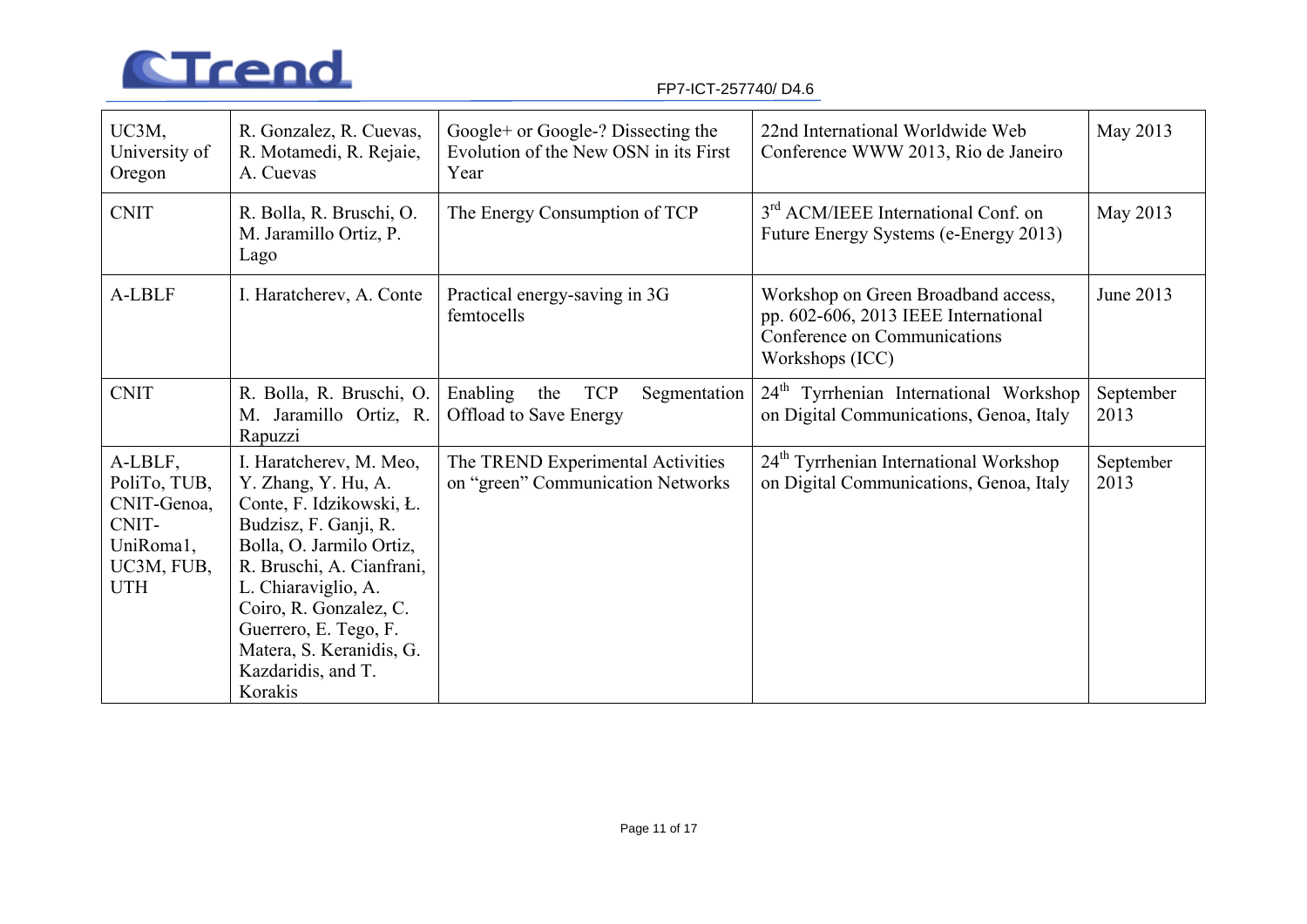| UC3M, University of Oregon | R. Gonzalez, R. Cuevas, R. Motamedi, R. Rejaie, A. Cuevas | Google+ or Google-? Dissecting the Evolution of the New OSN in its First Year | 22nd International Worldwide Web Conference WWW 2013, Rio de Janeiro | May 2013 |
|---|---|---|---|---|
| CNIT | R. Bolla, R. Bruschi, O. M. Jaramillo Ortiz, P. Lago | The Energy Consumption of TCP | 3rd ACM/IEEE International Conf. on Future Energy Systems (e-Energy 2013) | May 2013 |
| A-LBLF | I. Haratcherev, A. Conte | Practical energy-saving in 3G femtocells | Workshop on Green Broadband access, pp. 602-606, 2013 IEEE International Conference on Communications Workshops (ICC) | June 2013 |
| CNIT | R. Bolla, R. Bruschi, O. M. Jaramillo Ortiz, R. Rapuzzi | Enabling the TCP Segmentation Offload to Save Energy | 24th Tyrrhenian International Workshop on Digital Communications, Genoa, Italy | September 2013 |
| A-LBLF, PoliTo, TUB, CNIT-Genoa, CNIT-UniRoma1, UC3M, FUB, UTH | I. Haratcherev, M. Meo, Y. Zhang, Y. Hu, A. Conte, F. Idzikowski, Ł. Budzisz, F. Ganji, R. Bolla, O. Jarmilo Ortiz, R. Bruschi, A. Cianfrani, L. Chiaraviglio, A. Coiro, R. Gonzalez, C. Guerrero, E. Tego, F. Matera, S. Keranidis, G. Kazdaridis, and T. Korakis | The TREND Experimental Activities on "green" Communication Networks | 24th Tyrrhenian International Workshop on Digital Communications, Genoa, Italy | September 2013 |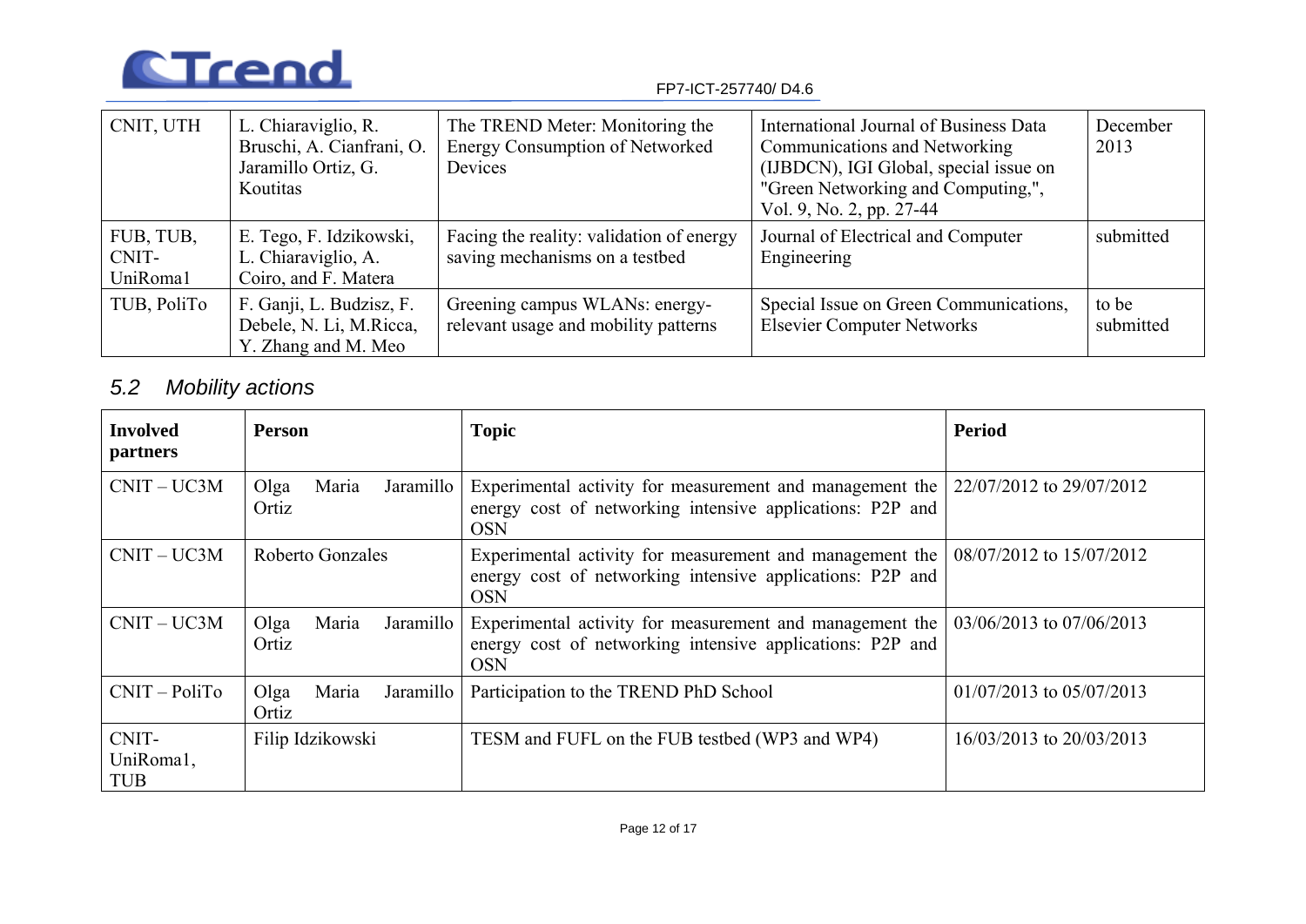| CNIT, UTH | L. Chiaraviglio, R. Bruschi, A. Cianfrani, O. Jaramillo Ortiz, G. Koutitas | The TREND Meter: Monitoring the Energy Consumption of Networked Devices | International Journal of Business Data Communications and Networking (IJBDCN), IGI Global, special issue on "Green Networking and Computing,", Vol. 9, No. 2, pp. 27-44 | December 2013 |
|---|---|---|---|---|
| FUB, TUB, CNIT-UniRoma1 | E. Tego, F. Idzikowski, L. Chiaraviglio, A. Coiro, and F. Matera | Facing the reality: validation of energy saving mechanisms on a testbed | Journal of Electrical and Computer Engineering | submitted |
| TUB, PoliTo | F. Ganji, L. Budzisz, F. Debele, N. Li, M.Ricca, Y. Zhang and M. Meo | Greening campus WLANs: energy-relevant usage and mobility patterns | Special Issue on Green Communications, Elsevier Computer Networks | to be submitted |

### *5.2 Mobility actions*

| **Involved partners** | **Person** | **Topic** | **Period** |
|---|---|---|---|
| CNIT – UC3M | Olga Maria Jaramillo Ortiz | Experimental activity for measurement and management the energy cost of networking intensive applications: P2P and OSN | 22/07/2012 to 29/07/2012 |
| CNIT – UC3M | Roberto Gonzales | Experimental activity for measurement and management the energy cost of networking intensive applications: P2P and OSN | 08/07/2012 to 15/07/2012 |
| CNIT – UC3M | Olga Maria Jaramillo Ortiz | Experimental activity for measurement and management the energy cost of networking intensive applications: P2P and OSN | 03/06/2013 to 07/06/2013 |
| CNIT – PoliTo | Olga Maria Jaramillo Ortiz | Participation to the TREND PhD School | 01/07/2013 to 05/07/2013 |
| CNIT-UniRoma1, TUB | Filip Idzikowski | TESM and FUFL on the FUB testbed (WP3 and WP4) | 16/03/2013 to 20/03/2013 |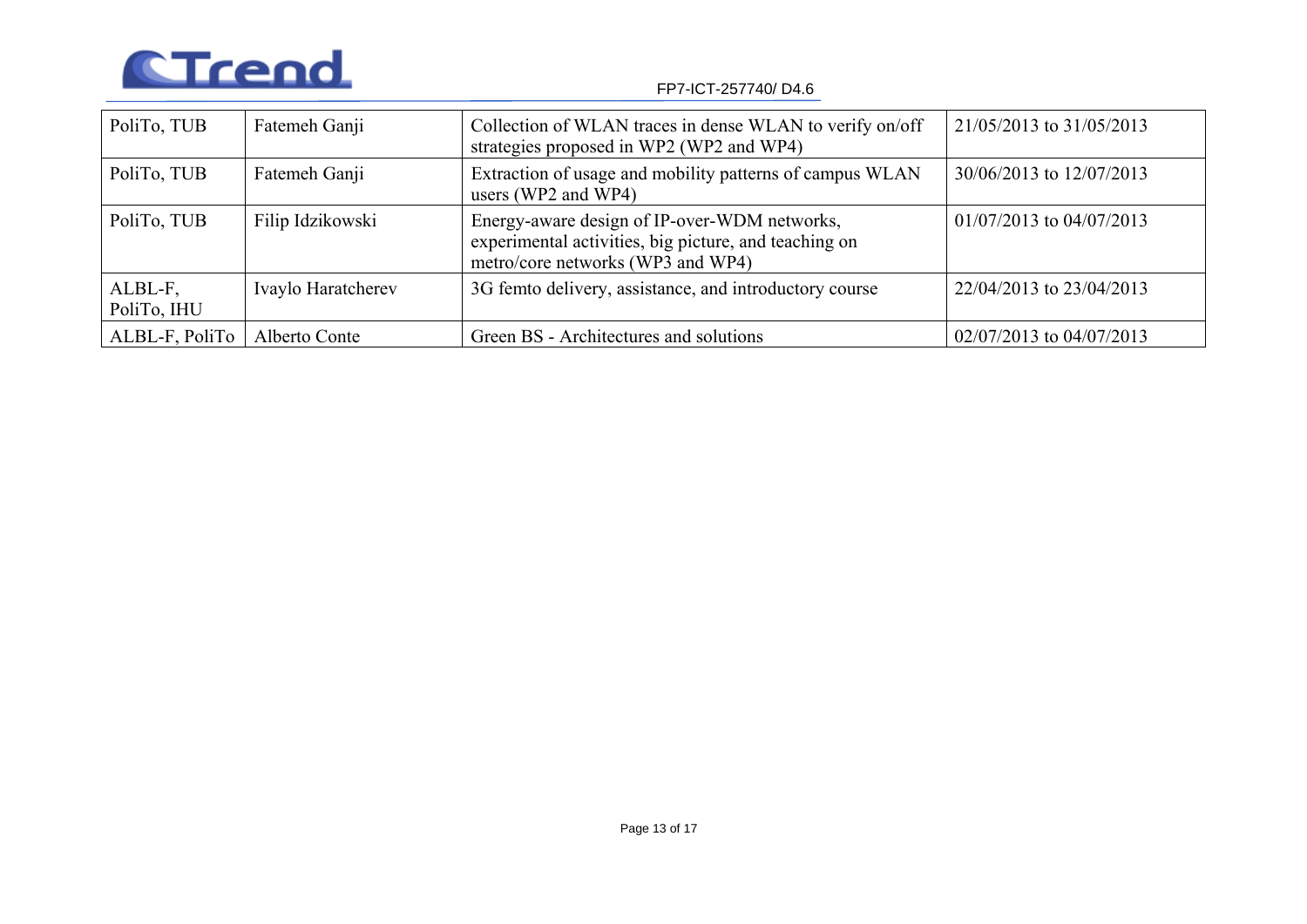| | | | |
|---|---|---|---|
| PoliTo, TUB | Fatemeh Ganji | Collection of WLAN traces in dense WLAN to verify on/off strategies proposed in WP2 (WP2 and WP4) | 21/05/2013 to 31/05/2013 |
| PoliTo, TUB | Fatemeh Ganji | Extraction of usage and mobility patterns of campus WLAN users (WP2 and WP4) | 30/06/2013 to 12/07/2013 |
| PoliTo, TUB | Filip Idzikowski | Energy-aware design of IP-over-WDM networks, experimental activities, big picture, and teaching on metro/core networks (WP3 and WP4) | 01/07/2013 to 04/07/2013 |
| ALBL-F, PoliTo, IHU | Ivaylo Haratcherev | 3G femto delivery, assistance, and introductory course | 22/04/2013 to 23/04/2013 |
| ALBL-F, PoliTo | Alberto Conte | Green BS - Architectures and solutions | 02/07/2013 to 04/07/2013 |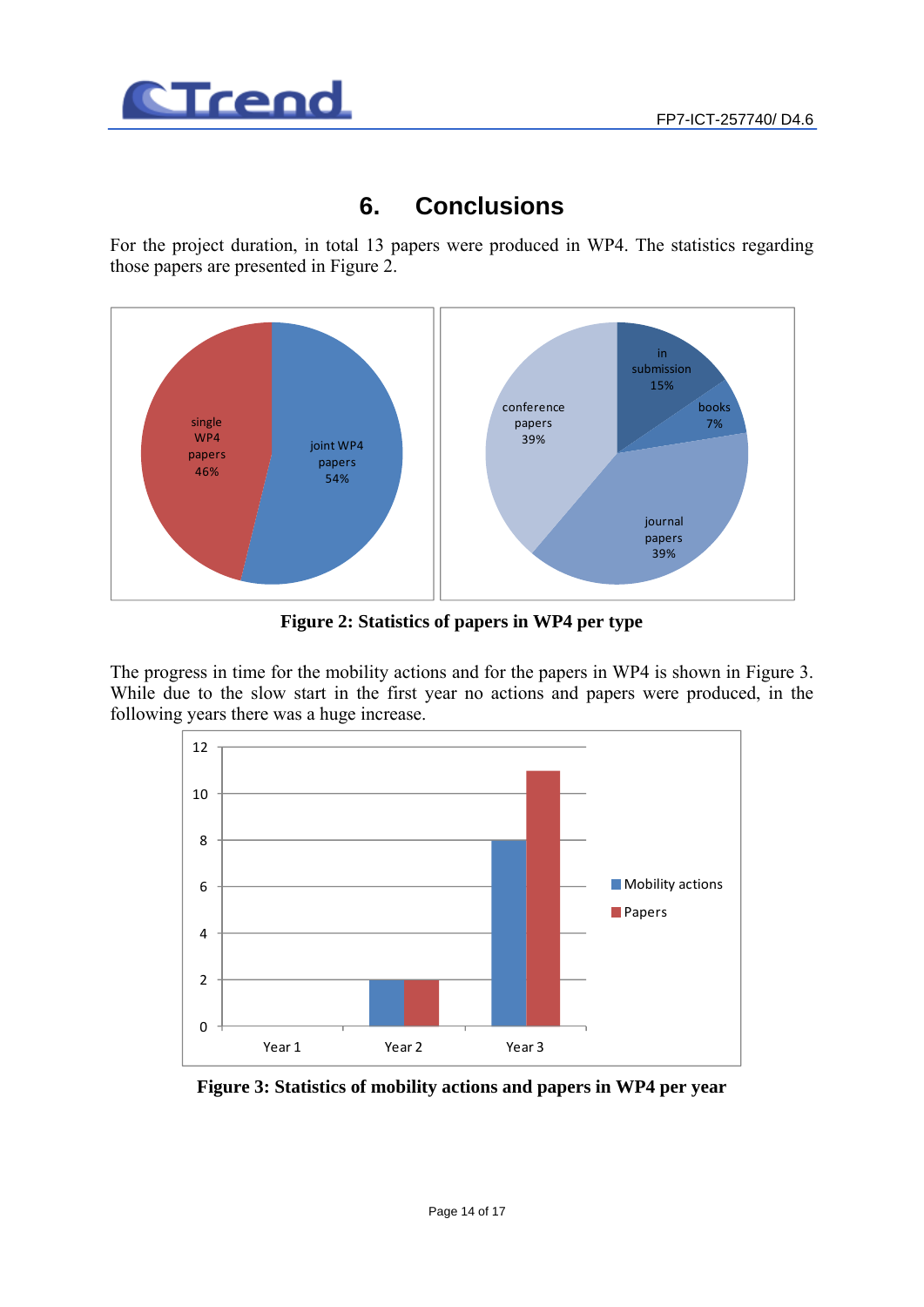# 6. Conclusions

For the project duration, in total 13 papers were produced in WP4. The statistics regarding those papers are presented in Figure 2.

**Figure 2: Statistics of papers in WP4 per type**

The progress in time for the mobility actions and for the papers in WP4 is shown in Figure 3. While due to the slow start in the first year no actions and papers were produced, in the following years there was a huge increase.

**Figure 3: Statistics of mobility actions and papers in WP4 per year**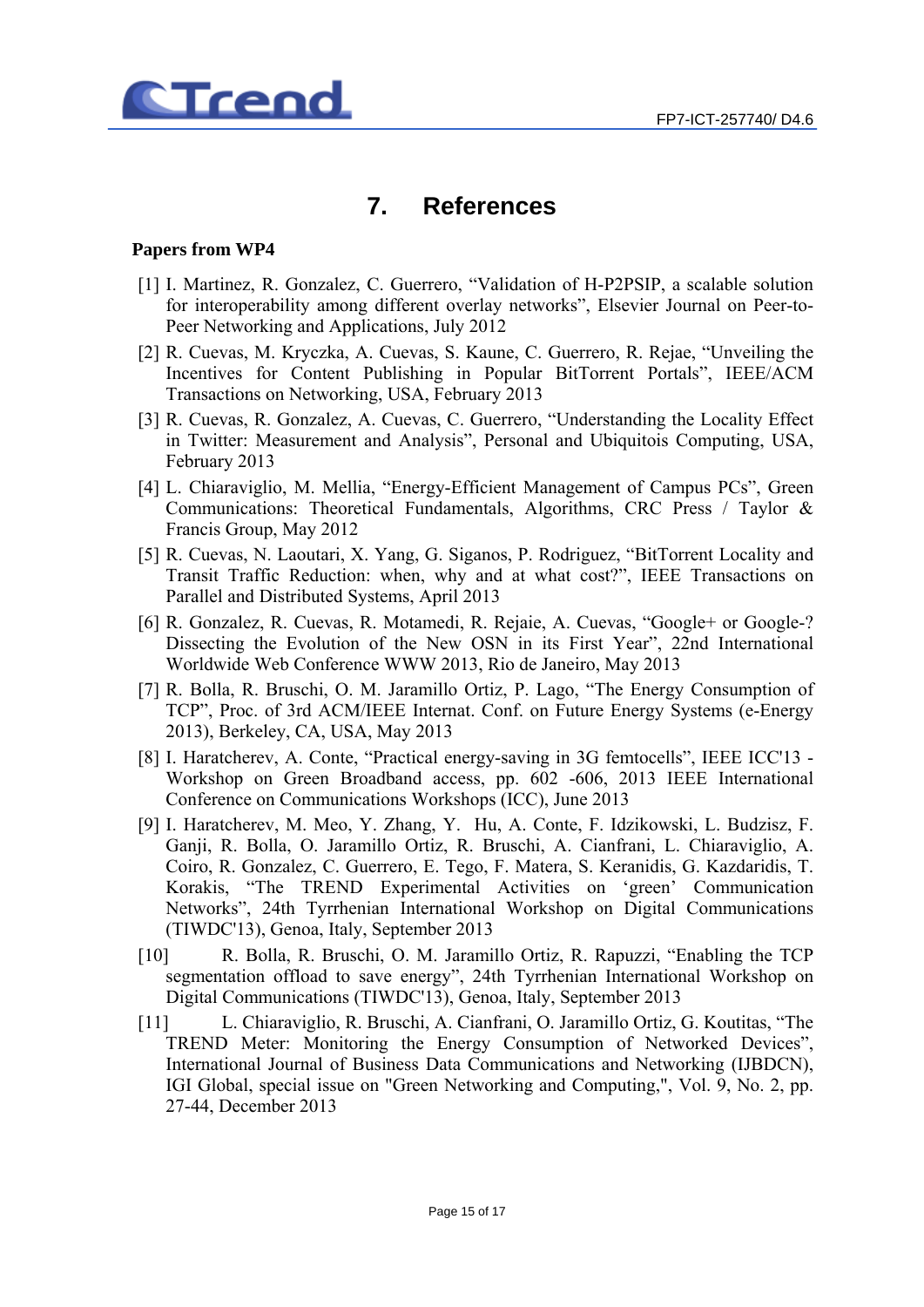# 7. References

**Papers from WP4**

[1] I. Martinez, R. Gonzalez, C. Guerrero, "Validation of H-P2PSIP, a scalable solution for interoperability among different overlay networks", Elsevier Journal on Peer-to-Peer Networking and Applications, July 2012

[2] R. Cuevas, M. Kryczka, A. Cuevas, S. Kaune, C. Guerrero, R. Rejae, "Unveiling the Incentives for Content Publishing in Popular BitTorrent Portals", IEEE/ACM Transactions on Networking, USA, February 2013

[3] R. Cuevas, R. Gonzalez, A. Cuevas, C. Guerrero, "Understanding the Locality Effect in Twitter: Measurement and Analysis", Personal and Ubiquitois Computing, USA, February 2013

[4] L. Chiaraviglio, M. Mellia, "Energy-Efficient Management of Campus PCs", Green Communications: Theoretical Fundamentals, Algorithms, CRC Press / Taylor & Francis Group, May 2012

[5] R. Cuevas, N. Laoutari, X. Yang, G. Siganos, P. Rodriguez, "BitTorrent Locality and Transit Traffic Reduction: when, why and at what cost?", IEEE Transactions on Parallel and Distributed Systems, April 2013

[6] R. Gonzalez, R. Cuevas, R. Motamedi, R. Rejaie, A. Cuevas, "Google+ or Google-? Dissecting the Evolution of the New OSN in its First Year", 22nd International Worldwide Web Conference WWW 2013, Rio de Janeiro, May 2013

[7] R. Bolla, R. Bruschi, O. M. Jaramillo Ortiz, P. Lago, "The Energy Consumption of TCP", Proc. of 3rd ACM/IEEE Internat. Conf. on Future Energy Systems (e-Energy 2013), Berkeley, CA, USA, May 2013

[8] I. Haratcherev, A. Conte, "Practical energy-saving in 3G femtocells", IEEE ICC'13 - Workshop on Green Broadband access, pp. 602 -606, 2013 IEEE International Conference on Communications Workshops (ICC), June 2013

[9] I. Haratcherev, M. Meo, Y. Zhang, Y. Hu, A. Conte, F. Idzikowski, L. Budzisz, F. Ganji, R. Bolla, O. Jaramillo Ortiz, R. Bruschi, A. Cianfrani, L. Chiaraviglio, A. Coiro, R. Gonzalez, C. Guerrero, E. Tego, F. Matera, S. Keranidis, G. Kazdaridis, T. Korakis, "The TREND Experimental Activities on 'green' Communication Networks", 24th Tyrrhenian International Workshop on Digital Communications (TIWDC'13), Genoa, Italy, September 2013

[10] R. Bolla, R. Bruschi, O. M. Jaramillo Ortiz, R. Rapuzzi, "Enabling the TCP segmentation offload to save energy", 24th Tyrrhenian International Workshop on Digital Communications (TIWDC'13), Genoa, Italy, September 2013

[11] L. Chiaraviglio, R. Bruschi, A. Cianfrani, O. Jaramillo Ortiz, G. Koutitas, "The TREND Meter: Monitoring the Energy Consumption of Networked Devices", International Journal of Business Data Communications and Networking (IJBDCN), IGI Global, special issue on "Green Networking and Computing,", Vol. 9, No. 2, pp. 27-44, December 2013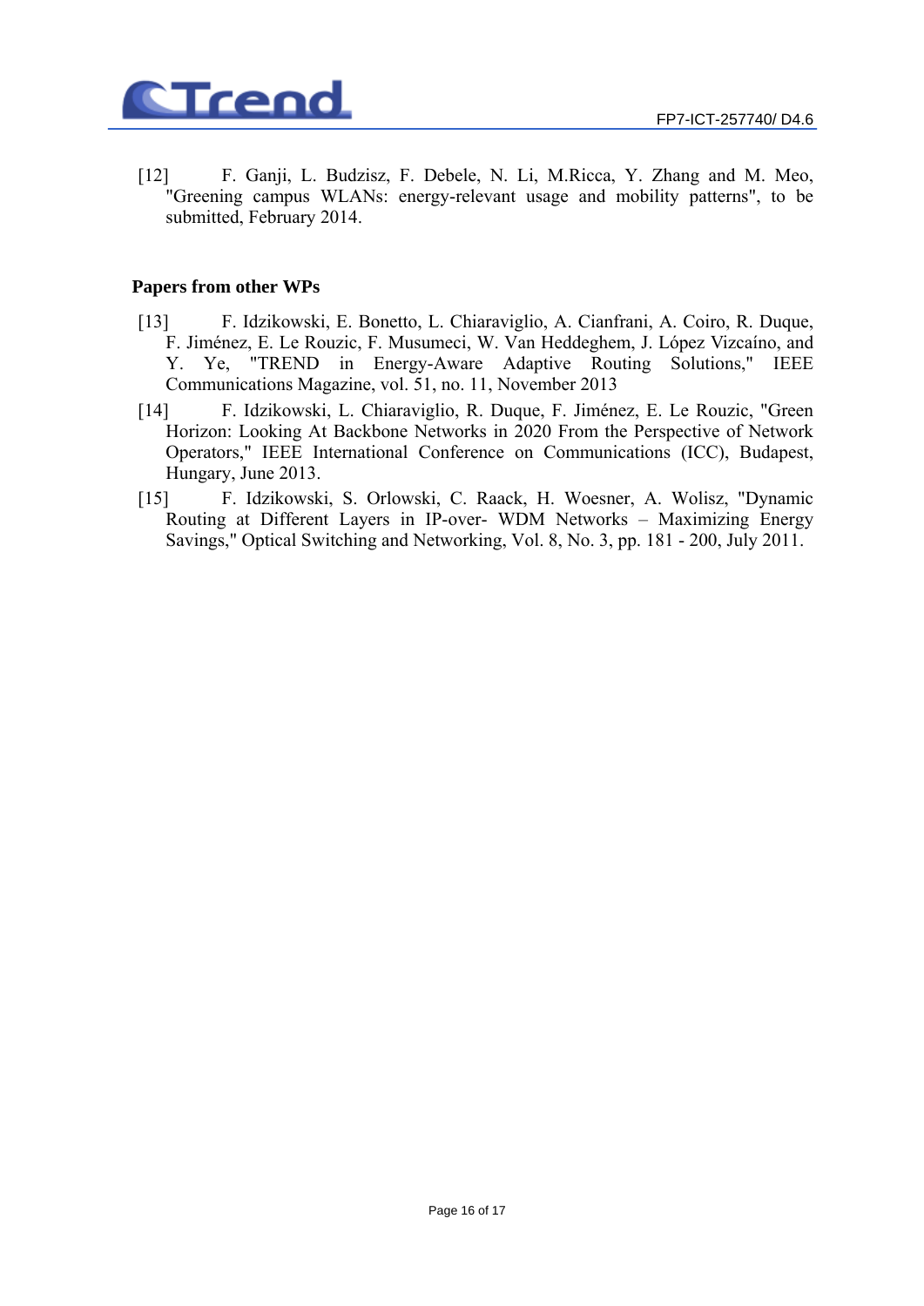[12] F. Ganji, L. Budzisz, F. Debele, N. Li, M.Ricca, Y. Zhang and M. Meo, "Greening campus WLANs: energy-relevant usage and mobility patterns", to be submitted, February 2014.

### Papers from other WPs

[13] F. Idzikowski, E. Bonetto, L. Chiaraviglio, A. Cianfrani, A. Coiro, R. Duque, F. Jiménez, E. Le Rouzic, F. Musumeci, W. Van Heddeghem, J. López Vizcaíno, and Y. Ye, "TREND in Energy-Aware Adaptive Routing Solutions," IEEE Communications Magazine, vol. 51, no. 11, November 2013

[14] F. Idzikowski, L. Chiaraviglio, R. Duque, F. Jiménez, E. Le Rouzic, "Green Horizon: Looking At Backbone Networks in 2020 From the Perspective of Network Operators," IEEE International Conference on Communications (ICC), Budapest, Hungary, June 2013.

[15] F. Idzikowski, S. Orlowski, C. Raack, H. Woesner, A. Wolisz, "Dynamic Routing at Different Layers in IP-over- WDM Networks – Maximizing Energy Savings," Optical Switching and Networking, Vol. 8, No. 3, pp. 181 - 200, July 2011.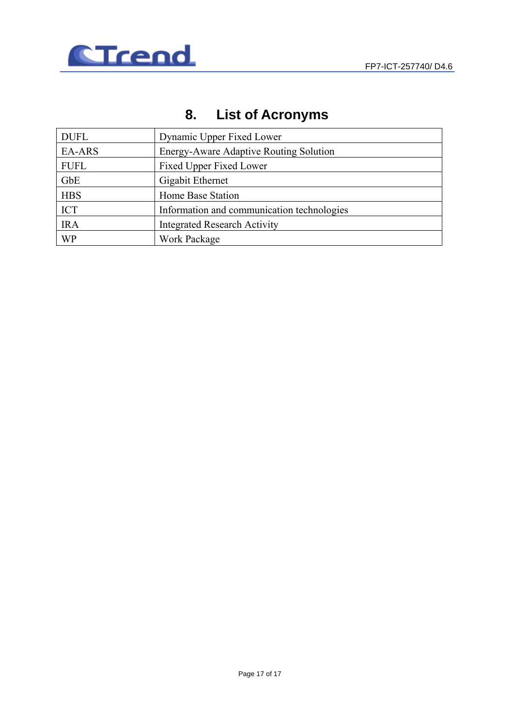# 8. List of Acronyms

| | |
|---|---|
| DUFL | Dynamic Upper Fixed Lower |
| EA-ARS | Energy-Aware Adaptive Routing Solution |
| FUFL | Fixed Upper Fixed Lower |
| GbE | Gigabit Ethernet |
| HBS | Home Base Station |
| ICT | Information and communication technologies |
| IRA | Integrated Research Activity |
| WP | Work Package |